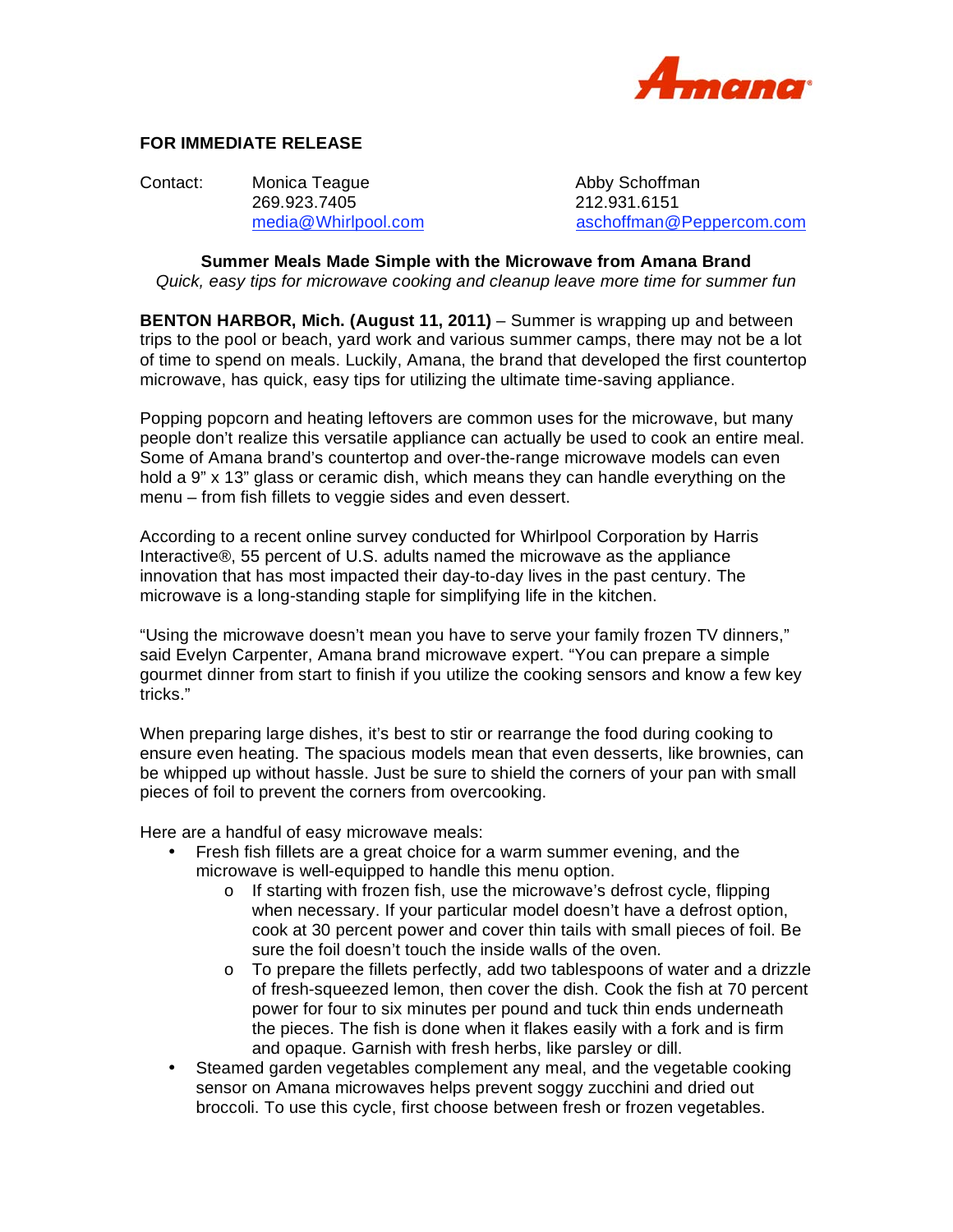Amana®

**FOR IMMEDIATE RELEASE**

Contact: Monica Teague
269.923.7405
media@Whirlpool.com

Abby Schoffman
212.931.6151
aschoffman@Peppercom.com

**Summer Meals Made Simple with the Microwave from Amana Brand**

*Quick, easy tips for microwave cooking and cleanup leave more time for summer fun*

**BENTON HARBOR, Mich. (August 11, 2011)** – Summer is wrapping up and between trips to the pool or beach, yard work and various summer camps, there may not be a lot of time to spend on meals. Luckily, Amana, the brand that developed the first countertop microwave, has quick, easy tips for utilizing the ultimate time-saving appliance.

Popping popcorn and heating leftovers are common uses for the microwave, but many people don't realize this versatile appliance can actually be used to cook an entire meal. Some of Amana brand's countertop and over-the-range microwave models can even hold a 9" x 13" glass or ceramic dish, which means they can handle everything on the menu – from fish fillets to veggie sides and even dessert.

According to a recent online survey conducted for Whirlpool Corporation by Harris Interactive®, 55 percent of U.S. adults named the microwave as the appliance innovation that has most impacted their day-to-day lives in the past century. The microwave is a long-standing staple for simplifying life in the kitchen.

"Using the microwave doesn't mean you have to serve your family frozen TV dinners," said Evelyn Carpenter, Amana brand microwave expert. "You can prepare a simple gourmet dinner from start to finish if you utilize the cooking sensors and know a few key tricks."

When preparing large dishes, it's best to stir or rearrange the food during cooking to ensure even heating. The spacious models mean that even desserts, like brownies, can be whipped up without hassle. Just be sure to shield the corners of your pan with small pieces of foil to prevent the corners from overcooking.

Here are a handful of easy microwave meals:

- Fresh fish fillets are a great choice for a warm summer evening, and the microwave is well-equipped to handle this menu option.
    - If starting with frozen fish, use the microwave's defrost cycle, flipping when necessary. If your particular model doesn't have a defrost option, cook at 30 percent power and cover thin tails with small pieces of foil. Be sure the foil doesn't touch the inside walls of the oven.
    - To prepare the fillets perfectly, add two tablespoons of water and a drizzle of fresh-squeezed lemon, then cover the dish. Cook the fish at 70 percent power for four to six minutes per pound and tuck thin ends underneath the pieces. The fish is done when it flakes easily with a fork and is firm and opaque. Garnish with fresh herbs, like parsley or dill.
- Steamed garden vegetables complement any meal, and the vegetable cooking sensor on Amana microwaves helps prevent soggy zucchini and dried out broccoli. To use this cycle, first choose between fresh or frozen vegetables.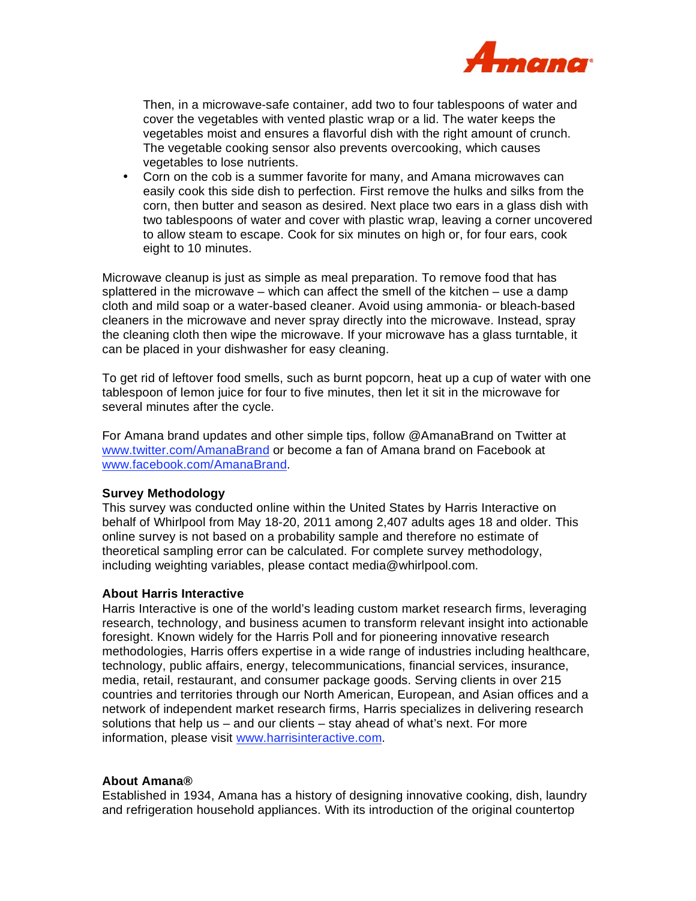Then, in a microwave-safe container, add two to four tablespoons of water and cover the vegetables with vented plastic wrap or a lid. The water keeps the vegetables moist and ensures a flavorful dish with the right amount of crunch. The vegetable cooking sensor also prevents overcooking, which causes vegetables to lose nutrients.

- Corn on the cob is a summer favorite for many, and Amana microwaves can easily cook this side dish to perfection. First remove the hulks and silks from the corn, then butter and season as desired. Next place two ears in a glass dish with two tablespoons of water and cover with plastic wrap, leaving a corner uncovered to allow steam to escape. Cook for six minutes on high or, for four ears, cook eight to 10 minutes.

Microwave cleanup is just as simple as meal preparation. To remove food that has splattered in the microwave – which can affect the smell of the kitchen – use a damp cloth and mild soap or a water-based cleaner. Avoid using ammonia- or bleach-based cleaners in the microwave and never spray directly into the microwave. Instead, spray the cleaning cloth then wipe the microwave. If your microwave has a glass turntable, it can be placed in your dishwasher for easy cleaning.

To get rid of leftover food smells, such as burnt popcorn, heat up a cup of water with one tablespoon of lemon juice for four to five minutes, then let it sit in the microwave for several minutes after the cycle.

For Amana brand updates and other simple tips, follow @AmanaBrand on Twitter at www.twitter.com/AmanaBrand or become a fan of Amana brand on Facebook at www.facebook.com/AmanaBrand.

**Survey Methodology**
This survey was conducted online within the United States by Harris Interactive on behalf of Whirlpool from May 18-20, 2011 among 2,407 adults ages 18 and older. This online survey is not based on a probability sample and therefore no estimate of theoretical sampling error can be calculated. For complete survey methodology, including weighting variables, please contact media@whirlpool.com.

**About Harris Interactive**
Harris Interactive is one of the world's leading custom market research firms, leveraging research, technology, and business acumen to transform relevant insight into actionable foresight. Known widely for the Harris Poll and for pioneering innovative research methodologies, Harris offers expertise in a wide range of industries including healthcare, technology, public affairs, energy, telecommunications, financial services, insurance, media, retail, restaurant, and consumer package goods. Serving clients in over 215 countries and territories through our North American, European, and Asian offices and a network of independent market research firms, Harris specializes in delivering research solutions that help us – and our clients – stay ahead of what's next. For more information, please visit www.harrisinteractive.com.

**About Amana®**
Established in 1934, Amana has a history of designing innovative cooking, dish, laundry and refrigeration household appliances. With its introduction of the original countertop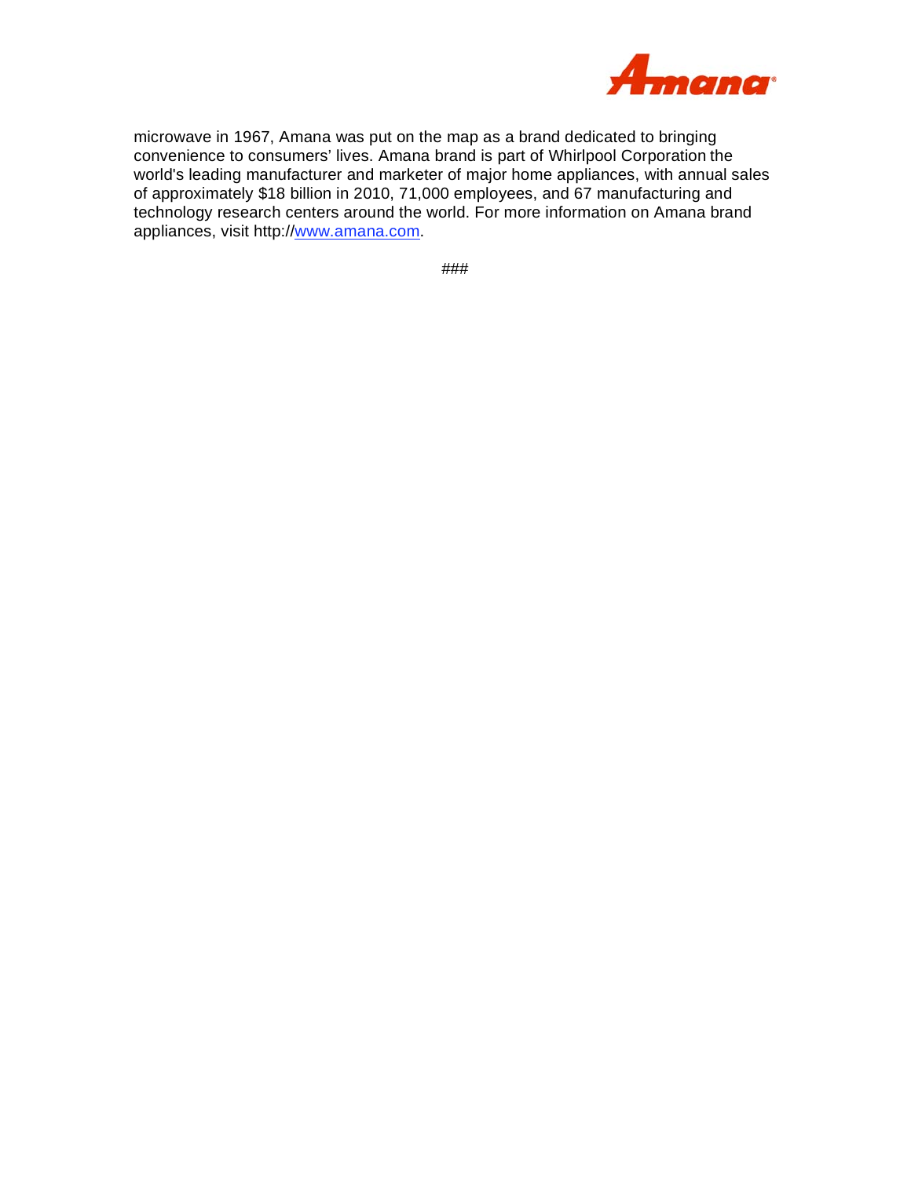microwave in 1967, Amana was put on the map as a brand dedicated to bringing convenience to consumers' lives. Amana brand is part of Whirlpool Corporation the world's leading manufacturer and marketer of major home appliances, with annual sales of approximately $18 billion in 2010, 71,000 employees, and 67 manufacturing and technology research centers around the world. For more information on Amana brand appliances, visit http://www.amana.com.

###